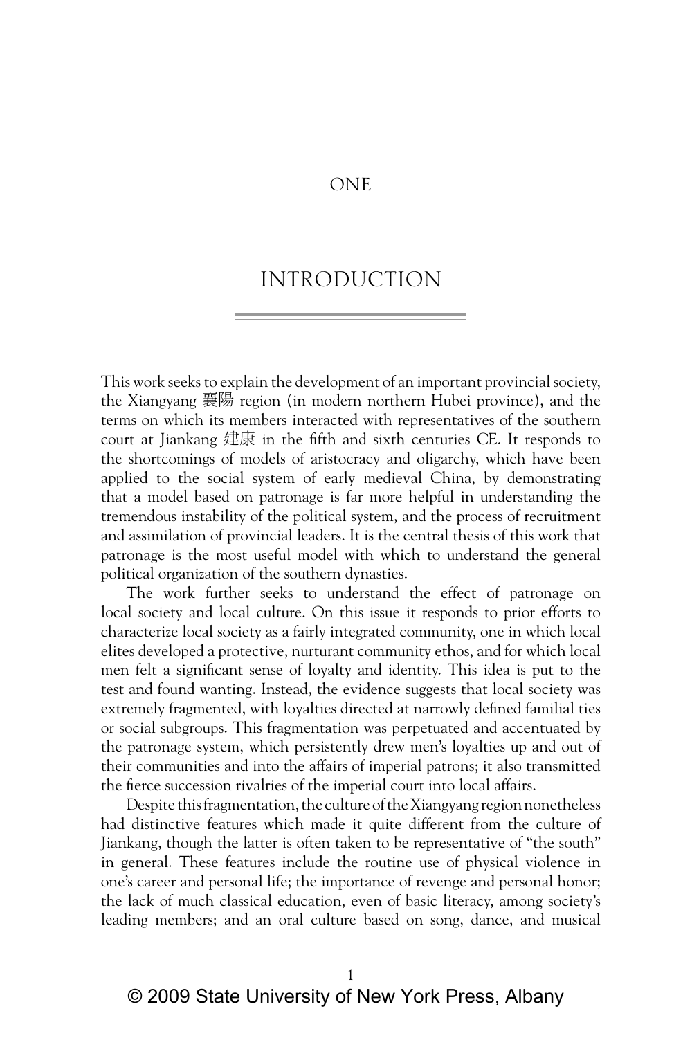# ONE

# INTRODUCTION

This work seeks to explain the development of an important provincial society, the Xiangyang 襄陽 region (in modern northern Hubei province), and the terms on which its members interacted with representatives of the southern court at Jiankang 建康 in the fifth and sixth centuries CE. It responds to the shortcomings of models of aristocracy and oligarchy, which have been applied to the social system of early medieval China, by demonstrating that a model based on patronage is far more helpful in understanding the tremendous instability of the political system, and the process of recruitment and assimilation of provincial leaders. It is the central thesis of this work that patronage is the most useful model with which to understand the general political organization of the southern dynasties.

The work further seeks to understand the effect of patronage on local society and local culture. On this issue it responds to prior efforts to characterize local society as a fairly integrated community, one in which local elites developed a protective, nurturant community ethos, and for which local men felt a significant sense of loyalty and identity. This idea is put to the test and found wanting. Instead, the evidence suggests that local society was extremely fragmented, with loyalties directed at narrowly defined familial ties or social subgroups. This fragmentation was perpetuated and accentuated by the patronage system, which persistently drew men's loyalties up and out of their communities and into the affairs of imperial patrons; it also transmitted the fierce succession rivalries of the imperial court into local affairs.

Despite this fragmentation, the culture of the Xiangyang region nonetheless had distinctive features which made it quite different from the culture of Jiankang, though the latter is often taken to be representative of "the south" in general. These features include the routine use of physical violence in one's career and personal life; the importance of revenge and personal honor; the lack of much classical education, even of basic literacy, among society's leading members; and an oral culture based on song, dance, and musical

© 2009 State University of New York Press, Albany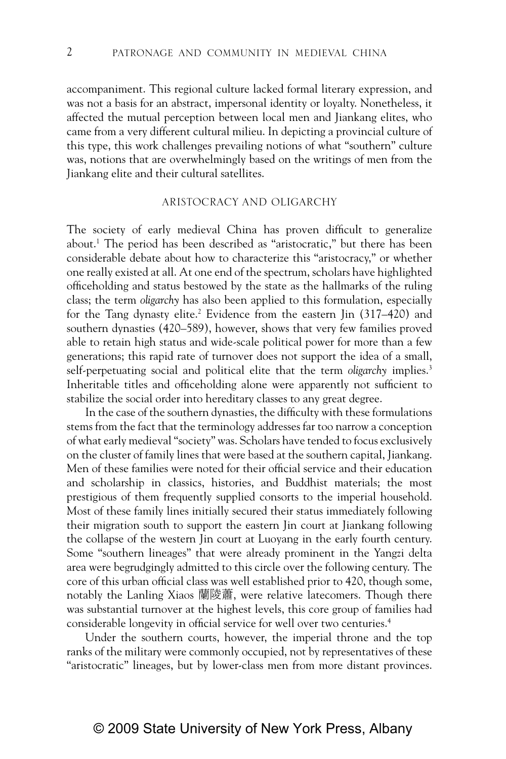accompaniment. This regional culture lacked formal literary expression, and was not a basis for an abstract, impersonal identity or loyalty. Nonetheless, it affected the mutual perception between local men and Jiankang elites, who came from a very different cultural milieu. In depicting a provincial culture of this type, this work challenges prevailing notions of what "southern" culture was, notions that are overwhelmingly based on the writings of men from the Jiankang elite and their cultural satellites.

## ARISTOCRACY AND OLIGARCHY

The society of early medieval China has proven difficult to generalize about.[1] The period has been described as "aristocratic," but there has been considerable debate about how to characterize this "aristocracy," or whether one really existed at all. At one end of the spectrum, scholars have highlighted officeholding and status bestowed by the state as the hallmarks of the ruling class; the term *oligarchy* has also been applied to this formulation, especially for the Tang dynasty elite.[2] Evidence from the eastern Jin (317–420) and southern dynasties (420–589), however, shows that very few families proved able to retain high status and wide-scale political power for more than a few generations; this rapid rate of turnover does not support the idea of a small, self-perpetuating social and political elite that the term *oligarchy* implies.[3] Inheritable titles and officeholding alone were apparently not sufficient to stabilize the social order into hereditary classes to any great degree.

In the case of the southern dynasties, the difficulty with these formulations stems from the fact that the terminology addresses far too narrow a conception of what early medieval "society" was. Scholars have tended to focus exclusively on the cluster of family lines that were based at the southern capital, Jiankang. Men of these families were noted for their official service and their education and scholarship in classics, histories, and Buddhist materials; the most prestigious of them frequently supplied consorts to the imperial household. Most of these family lines initially secured their status immediately following their migration south to support the eastern Jin court at Jiankang following the collapse of the western Jin court at Luoyang in the early fourth century. Some "southern lineages" that were already prominent in the Yangzi delta area were begrudgingly admitted to this circle over the following century. The core of this urban official class was well established prior to 420, though some, notably the Lanling Xiaos 蘭陵蕭, were relative latecomers. Though there was substantial turnover at the highest levels, this core group of families had considerable longevity in official service for well over two centuries.[4]

Under the southern courts, however, the imperial throne and the top ranks of the military were commonly occupied, not by representatives of these "aristocratic" lineages, but by lower-class men from more distant provinces.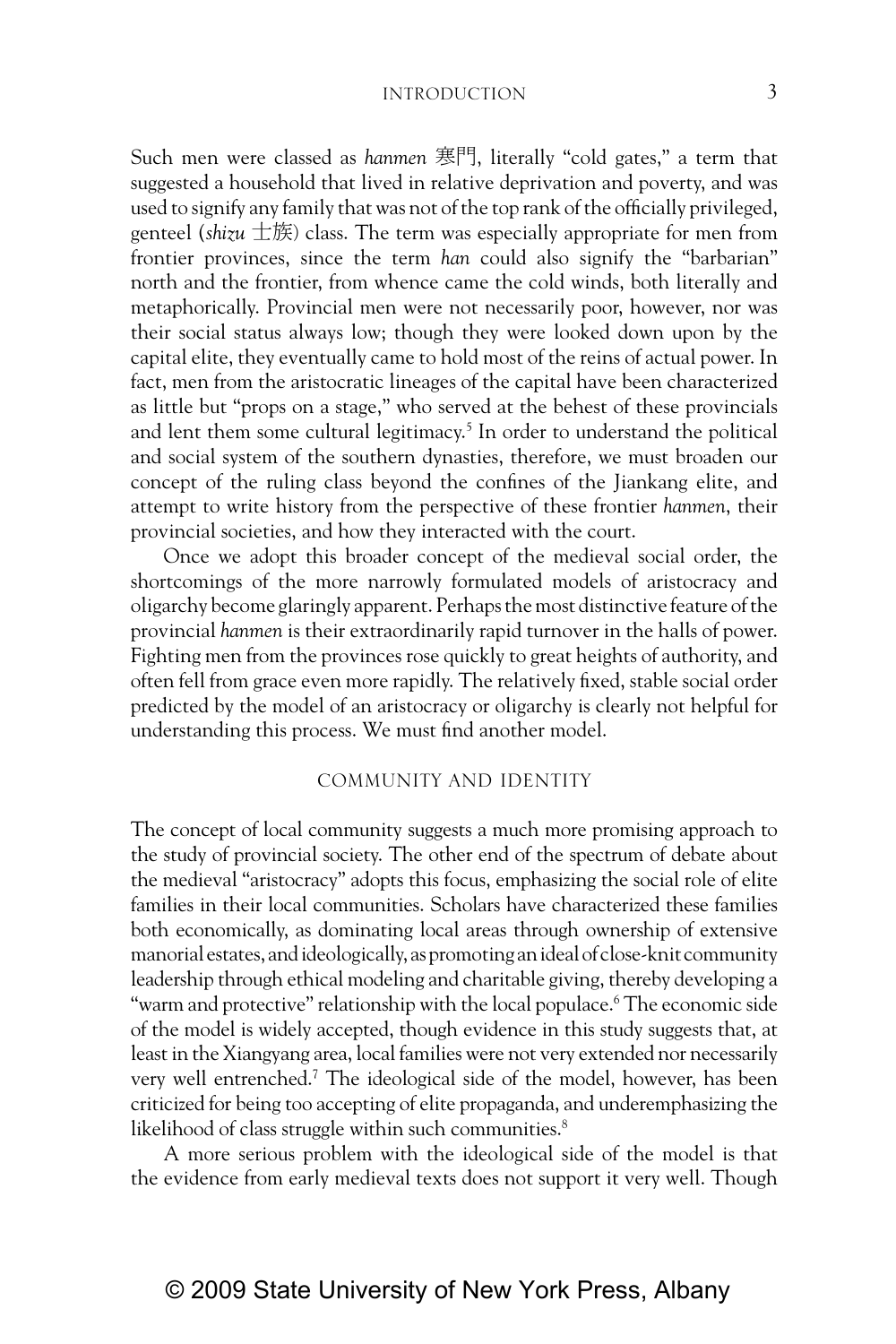Such men were classed as *hanmen* 寒門, literally "cold gates," a term that suggested a household that lived in relative deprivation and poverty, and was used to signify any family that was not of the top rank of the officially privileged, genteel (*shizu* 士族) class. The term was especially appropriate for men from frontier provinces, since the term *han* could also signify the "barbarian" north and the frontier, from whence came the cold winds, both literally and metaphorically. Provincial men were not necessarily poor, however, nor was their social status always low; though they were looked down upon by the capital elite, they eventually came to hold most of the reins of actual power. In fact, men from the aristocratic lineages of the capital have been characterized as little but "props on a stage," who served at the behest of these provincials and lent them some cultural legitimacy.[5] In order to understand the political and social system of the southern dynasties, therefore, we must broaden our concept of the ruling class beyond the confines of the Jiankang elite, and attempt to write history from the perspective of these frontier *hanmen*, their provincial societies, and how they interacted with the court.

Once we adopt this broader concept of the medieval social order, the shortcomings of the more narrowly formulated models of aristocracy and oligarchy become glaringly apparent. Perhaps the most distinctive feature of the provincial *hanmen* is their extraordinarily rapid turnover in the halls of power. Fighting men from the provinces rose quickly to great heights of authority, and often fell from grace even more rapidly. The relatively fixed, stable social order predicted by the model of an aristocracy or oligarchy is clearly not helpful for understanding this process. We must find another model.

## COMMUNITY AND IDENTITY

The concept of local community suggests a much more promising approach to the study of provincial society. The other end of the spectrum of debate about the medieval "aristocracy" adopts this focus, emphasizing the social role of elite families in their local communities. Scholars have characterized these families both economically, as dominating local areas through ownership of extensive manorial estates, and ideologically, as promoting an ideal of close-knit community leadership through ethical modeling and charitable giving, thereby developing a "warm and protective" relationship with the local populace.[6] The economic side of the model is widely accepted, though evidence in this study suggests that, at least in the Xiangyang area, local families were not very extended nor necessarily very well entrenched.[7] The ideological side of the model, however, has been criticized for being too accepting of elite propaganda, and underemphasizing the likelihood of class struggle within such communities.[8]

A more serious problem with the ideological side of the model is that the evidence from early medieval texts does not support it very well. Though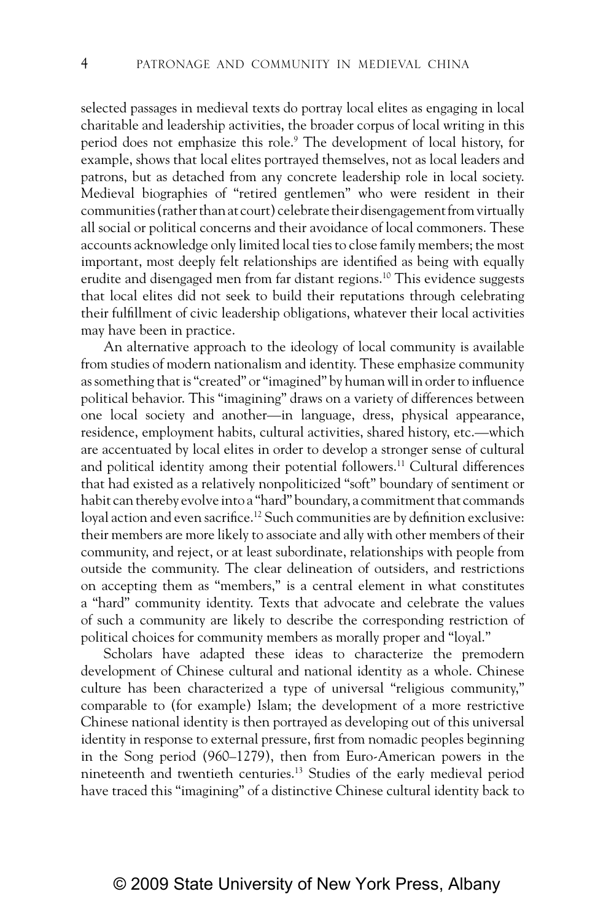selected passages in medieval texts do portray local elites as engaging in local charitable and leadership activities, the broader corpus of local writing in this period does not emphasize this role.[9] The development of local history, for example, shows that local elites portrayed themselves, not as local leaders and patrons, but as detached from any concrete leadership role in local society. Medieval biographies of "retired gentlemen" who were resident in their communities (rather than at court) celebrate their disengagement from virtually all social or political concerns and their avoidance of local commoners. These accounts acknowledge only limited local ties to close family members; the most important, most deeply felt relationships are identified as being with equally erudite and disengaged men from far distant regions.[10] This evidence suggests that local elites did not seek to build their reputations through celebrating their fulfillment of civic leadership obligations, whatever their local activities may have been in practice.

An alternative approach to the ideology of local community is available from studies of modern nationalism and identity. These emphasize community as something that is "created" or "imagined" by human will in order to influence political behavior. This "imagining" draws on a variety of differences between one local society and another—in language, dress, physical appearance, residence, employment habits, cultural activities, shared history, etc.—which are accentuated by local elites in order to develop a stronger sense of cultural and political identity among their potential followers.[11] Cultural differences that had existed as a relatively nonpoliticized "soft" boundary of sentiment or habit can thereby evolve into a "hard" boundary, a commitment that commands loyal action and even sacrifice.[12] Such communities are by definition exclusive: their members are more likely to associate and ally with other members of their community, and reject, or at least subordinate, relationships with people from outside the community. The clear delineation of outsiders, and restrictions on accepting them as "members," is a central element in what constitutes a "hard" community identity. Texts that advocate and celebrate the values of such a community are likely to describe the corresponding restriction of political choices for community members as morally proper and "loyal."

Scholars have adapted these ideas to characterize the premodern development of Chinese cultural and national identity as a whole. Chinese culture has been characterized a type of universal "religious community," comparable to (for example) Islam; the development of a more restrictive Chinese national identity is then portrayed as developing out of this universal identity in response to external pressure, first from nomadic peoples beginning in the Song period (960–1279), then from Euro-American powers in the nineteenth and twentieth centuries.[13] Studies of the early medieval period have traced this "imagining" of a distinctive Chinese cultural identity back to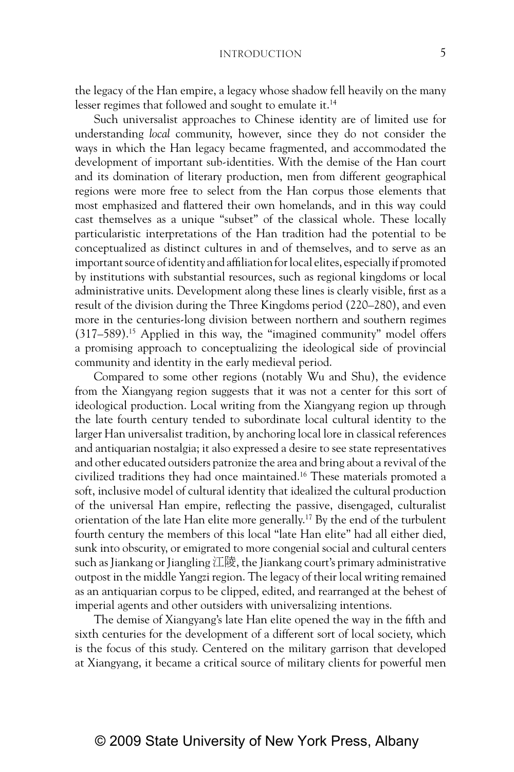the legacy of the Han empire, a legacy whose shadow fell heavily on the many lesser regimes that followed and sought to emulate it.[14]

Such universalist approaches to Chinese identity are of limited use for understanding *local* community, however, since they do not consider the ways in which the Han legacy became fragmented, and accommodated the development of important sub-identities. With the demise of the Han court and its domination of literary production, men from different geographical regions were more free to select from the Han corpus those elements that most emphasized and flattered their own homelands, and in this way could cast themselves as a unique "subset" of the classical whole. These locally particularistic interpretations of the Han tradition had the potential to be conceptualized as distinct cultures in and of themselves, and to serve as an important source of identity and affiliation for local elites, especially if promoted by institutions with substantial resources, such as regional kingdoms or local administrative units. Development along these lines is clearly visible, first as a result of the division during the Three Kingdoms period (220–280), and even more in the centuries-long division between northern and southern regimes (317–589).[15] Applied in this way, the "imagined community" model offers a promising approach to conceptualizing the ideological side of provincial community and identity in the early medieval period.

Compared to some other regions (notably Wu and Shu), the evidence from the Xiangyang region suggests that it was not a center for this sort of ideological production. Local writing from the Xiangyang region up through the late fourth century tended to subordinate local cultural identity to the larger Han universalist tradition, by anchoring local lore in classical references and antiquarian nostalgia; it also expressed a desire to see state representatives and other educated outsiders patronize the area and bring about a revival of the civilized traditions they had once maintained.[16] These materials promoted a soft, inclusive model of cultural identity that idealized the cultural production of the universal Han empire, reflecting the passive, disengaged, culturalist orientation of the late Han elite more generally.[17] By the end of the turbulent fourth century the members of this local "late Han elite" had all either died, sunk into obscurity, or emigrated to more congenial social and cultural centers such as Jiankang or Jiangling 江陵, the Jiankang court's primary administrative outpost in the middle Yangzi region. The legacy of their local writing remained as an antiquarian corpus to be clipped, edited, and rearranged at the behest of imperial agents and other outsiders with universalizing intentions.

The demise of Xiangyang's late Han elite opened the way in the fifth and sixth centuries for the development of a different sort of local society, which is the focus of this study. Centered on the military garrison that developed at Xiangyang, it became a critical source of military clients for powerful men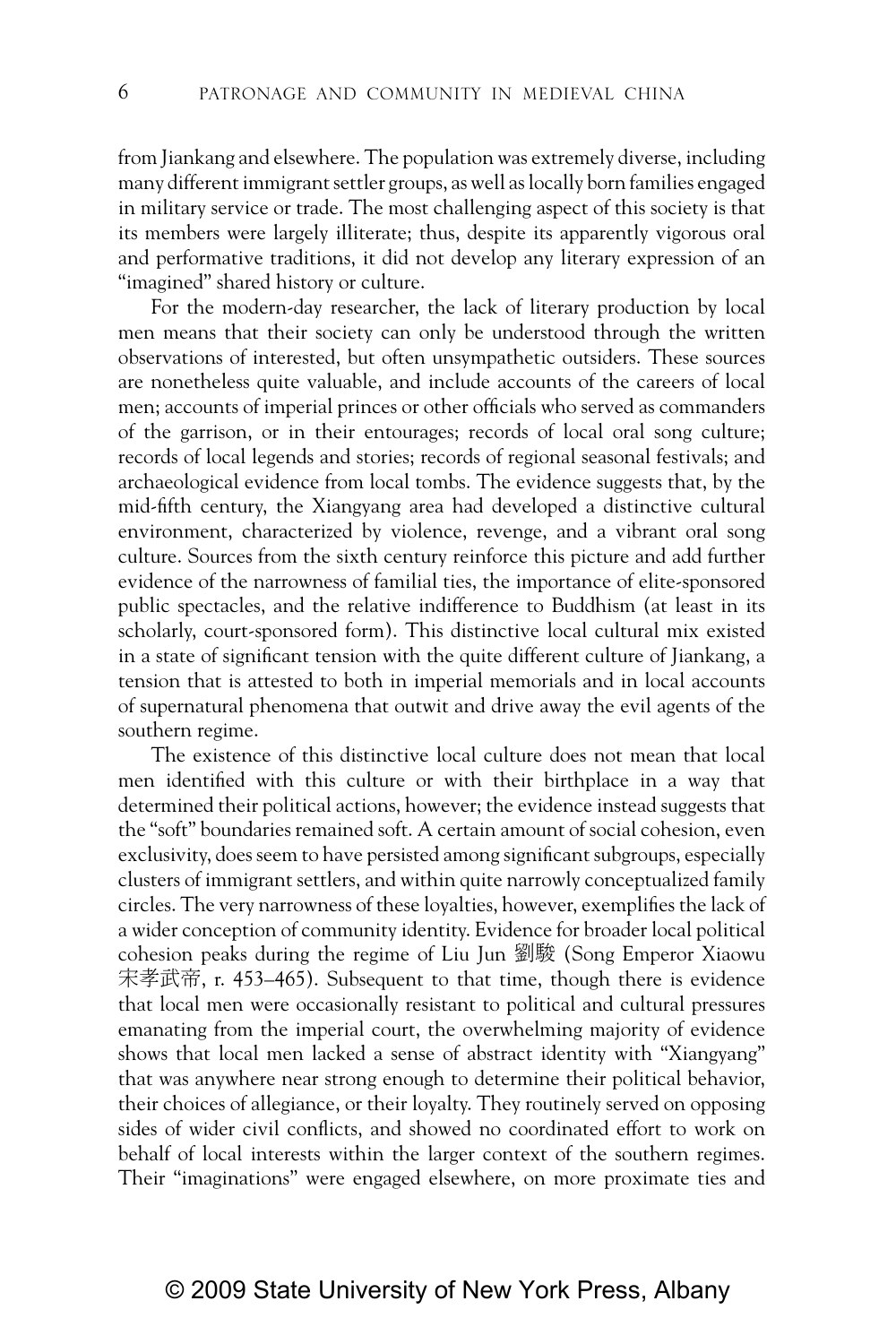from Jiankang and elsewhere. The population was extremely diverse, including many different immigrant settler groups, as well as locally born families engaged in military service or trade. The most challenging aspect of this society is that its members were largely illiterate; thus, despite its apparently vigorous oral and performative traditions, it did not develop any literary expression of an "imagined" shared history or culture.

For the modern-day researcher, the lack of literary production by local men means that their society can only be understood through the written observations of interested, but often unsympathetic outsiders. These sources are nonetheless quite valuable, and include accounts of the careers of local men; accounts of imperial princes or other officials who served as commanders of the garrison, or in their entourages; records of local oral song culture; records of local legends and stories; records of regional seasonal festivals; and archaeological evidence from local tombs. The evidence suggests that, by the mid-fifth century, the Xiangyang area had developed a distinctive cultural environment, characterized by violence, revenge, and a vibrant oral song culture. Sources from the sixth century reinforce this picture and add further evidence of the narrowness of familial ties, the importance of elite-sponsored public spectacles, and the relative indifference to Buddhism (at least in its scholarly, court-sponsored form). This distinctive local cultural mix existed in a state of significant tension with the quite different culture of Jiankang, a tension that is attested to both in imperial memorials and in local accounts of supernatural phenomena that outwit and drive away the evil agents of the southern regime.

The existence of this distinctive local culture does not mean that local men identified with this culture or with their birthplace in a way that determined their political actions, however; the evidence instead suggests that the "soft" boundaries remained soft. A certain amount of social cohesion, even exclusivity, does seem to have persisted among significant subgroups, especially clusters of immigrant settlers, and within quite narrowly conceptualized family circles. The very narrowness of these loyalties, however, exemplifies the lack of a wider conception of community identity. Evidence for broader local political cohesion peaks during the regime of Liu Jun 劉駿 (Song Emperor Xiaowu 宋孝武帝, r. 453–465). Subsequent to that time, though there is evidence that local men were occasionally resistant to political and cultural pressures emanating from the imperial court, the overwhelming majority of evidence shows that local men lacked a sense of abstract identity with "Xiangyang" that was anywhere near strong enough to determine their political behavior, their choices of allegiance, or their loyalty. They routinely served on opposing sides of wider civil conflicts, and showed no coordinated effort to work on behalf of local interests within the larger context of the southern regimes. Their "imaginations" were engaged elsewhere, on more proximate ties and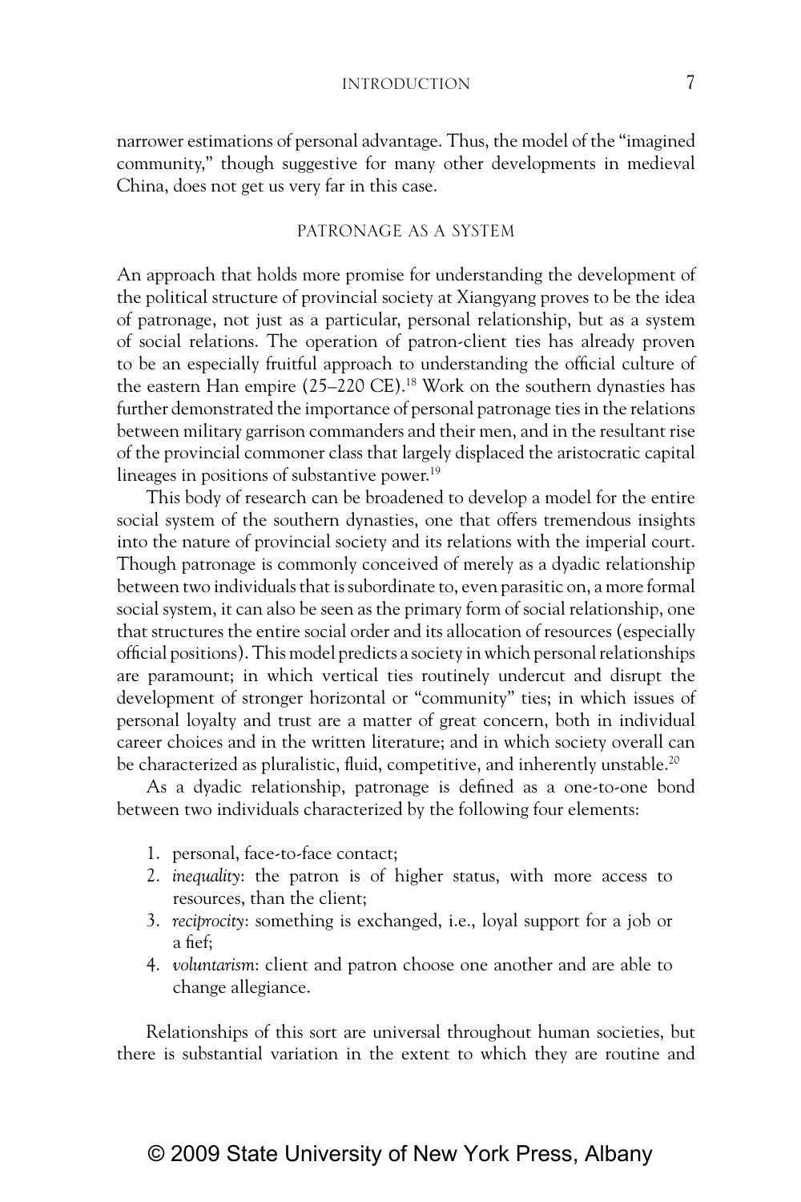narrower estimations of personal advantage. Thus, the model of the "imagined community," though suggestive for many other developments in medieval China, does not get us very far in this case.

## PATRONAGE AS A SYSTEM

An approach that holds more promise for understanding the development of the political structure of provincial society at Xiangyang proves to be the idea of patronage, not just as a particular, personal relationship, but as a system of social relations. The operation of patron-client ties has already proven to be an especially fruitful approach to understanding the official culture of the eastern Han empire (25–220 CE).[18] Work on the southern dynasties has further demonstrated the importance of personal patronage ties in the relations between military garrison commanders and their men, and in the resultant rise of the provincial commoner class that largely displaced the aristocratic capital lineages in positions of substantive power.[19]

This body of research can be broadened to develop a model for the entire social system of the southern dynasties, one that offers tremendous insights into the nature of provincial society and its relations with the imperial court. Though patronage is commonly conceived of merely as a dyadic relationship between two individuals that is subordinate to, even parasitic on, a more formal social system, it can also be seen as the primary form of social relationship, one that structures the entire social order and its allocation of resources (especially official positions). This model predicts a society in which personal relationships are paramount; in which vertical ties routinely undercut and disrupt the development of stronger horizontal or "community" ties; in which issues of personal loyalty and trust are a matter of great concern, both in individual career choices and in the written literature; and in which society overall can be characterized as pluralistic, fluid, competitive, and inherently unstable.[20]

As a dyadic relationship, patronage is defined as a one-to-one bond between two individuals characterized by the following four elements:

1. personal, face-to-face contact;
2. *inequality*: the patron is of higher status, with more access to resources, than the client;
3. *reciprocity*: something is exchanged, i.e., loyal support for a job or a fief;
4. *voluntarism*: client and patron choose one another and are able to change allegiance.

Relationships of this sort are universal throughout human societies, but there is substantial variation in the extent to which they are routine and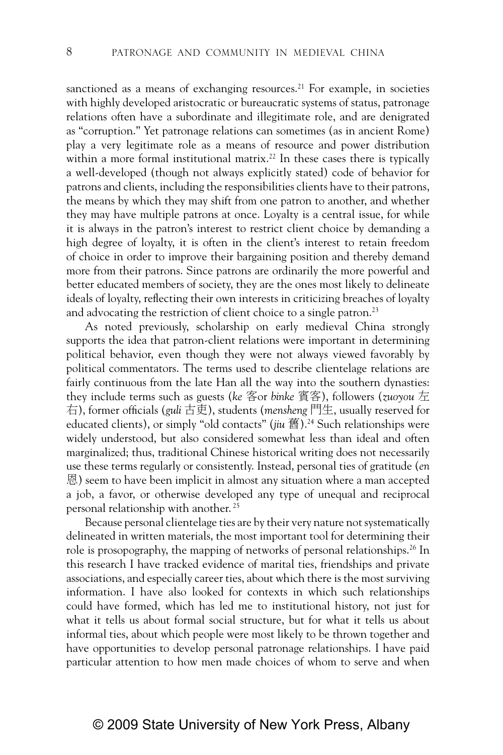sanctioned as a means of exchanging resources.[21] For example, in societies with highly developed aristocratic or bureaucratic systems of status, patronage relations often have a subordinate and illegitimate role, and are denigrated as "corruption." Yet patronage relations can sometimes (as in ancient Rome) play a very legitimate role as a means of resource and power distribution within a more formal institutional matrix.[22] In these cases there is typically a well-developed (though not always explicitly stated) code of behavior for patrons and clients, including the responsibilities clients have to their patrons, the means by which they may shift from one patron to another, and whether they may have multiple patrons at once. Loyalty is a central issue, for while it is always in the patron's interest to restrict client choice by demanding a high degree of loyalty, it is often in the client's interest to retain freedom of choice in order to improve their bargaining position and thereby demand more from their patrons. Since patrons are ordinarily the more powerful and better educated members of society, they are the ones most likely to delineate ideals of loyalty, reflecting their own interests in criticizing breaches of loyalty and advocating the restriction of client choice to a single patron.[23]

As noted previously, scholarship on early medieval China strongly supports the idea that patron-client relations were important in determining political behavior, even though they were not always viewed favorably by political commentators. The terms used to describe clientelage relations are fairly continuous from the late Han all the way into the southern dynasties: they include terms such as guests (*ke* 客or *binke* 賓客), followers (*zuoyou* 左右), former officials (*guli* 古吏), students (*mensheng* 門生, usually reserved for educated clients), or simply "old contacts" (*jiu* 舊).[24] Such relationships were widely understood, but also considered somewhat less than ideal and often marginalized; thus, traditional Chinese historical writing does not necessarily use these terms regularly or consistently. Instead, personal ties of gratitude (*en* 恩) seem to have been implicit in almost any situation where a man accepted a job, a favor, or otherwise developed any type of unequal and reciprocal personal relationship with another.[25]

Because personal clientelage ties are by their very nature not systematically delineated in written materials, the most important tool for determining their role is prosopography, the mapping of networks of personal relationships.[26] In this research I have tracked evidence of marital ties, friendships and private associations, and especially career ties, about which there is the most surviving information. I have also looked for contexts in which such relationships could have formed, which has led me to institutional history, not just for what it tells us about formal social structure, but for what it tells us about informal ties, about which people were most likely to be thrown together and have opportunities to develop personal patronage relationships. I have paid particular attention to how men made choices of whom to serve and when

© 2009 State University of New York Press, Albany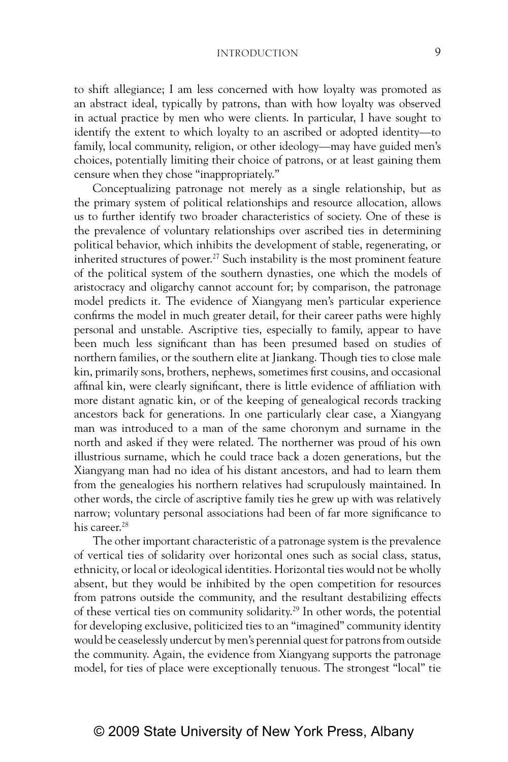to shift allegiance; I am less concerned with how loyalty was promoted as an abstract ideal, typically by patrons, than with how loyalty was observed in actual practice by men who were clients. In particular, I have sought to identify the extent to which loyalty to an ascribed or adopted identity—to family, local community, religion, or other ideology—may have guided men's choices, potentially limiting their choice of patrons, or at least gaining them censure when they chose "inappropriately."

Conceptualizing patronage not merely as a single relationship, but as the primary system of political relationships and resource allocation, allows us to further identify two broader characteristics of society. One of these is the prevalence of voluntary relationships over ascribed ties in determining political behavior, which inhibits the development of stable, regenerating, or inherited structures of power.[27] Such instability is the most prominent feature of the political system of the southern dynasties, one which the models of aristocracy and oligarchy cannot account for; by comparison, the patronage model predicts it. The evidence of Xiangyang men's particular experience confirms the model in much greater detail, for their career paths were highly personal and unstable. Ascriptive ties, especially to family, appear to have been much less significant than has been presumed based on studies of northern families, or the southern elite at Jiankang. Though ties to close male kin, primarily sons, brothers, nephews, sometimes first cousins, and occasional affinal kin, were clearly significant, there is little evidence of affiliation with more distant agnatic kin, or of the keeping of genealogical records tracking ancestors back for generations. In one particularly clear case, a Xiangyang man was introduced to a man of the same choronym and surname in the north and asked if they were related. The northerner was proud of his own illustrious surname, which he could trace back a dozen generations, but the Xiangyang man had no idea of his distant ancestors, and had to learn them from the genealogies his northern relatives had scrupulously maintained. In other words, the circle of ascriptive family ties he grew up with was relatively narrow; voluntary personal associations had been of far more significance to his career.[28]

The other important characteristic of a patronage system is the prevalence of vertical ties of solidarity over horizontal ones such as social class, status, ethnicity, or local or ideological identities. Horizontal ties would not be wholly absent, but they would be inhibited by the open competition for resources from patrons outside the community, and the resultant destabilizing effects of these vertical ties on community solidarity.[29] In other words, the potential for developing exclusive, politicized ties to an "imagined" community identity would be ceaselessly undercut by men's perennial quest for patrons from outside the community. Again, the evidence from Xiangyang supports the patronage model, for ties of place were exceptionally tenuous. The strongest "local" tie

© 2009 State University of New York Press, Albany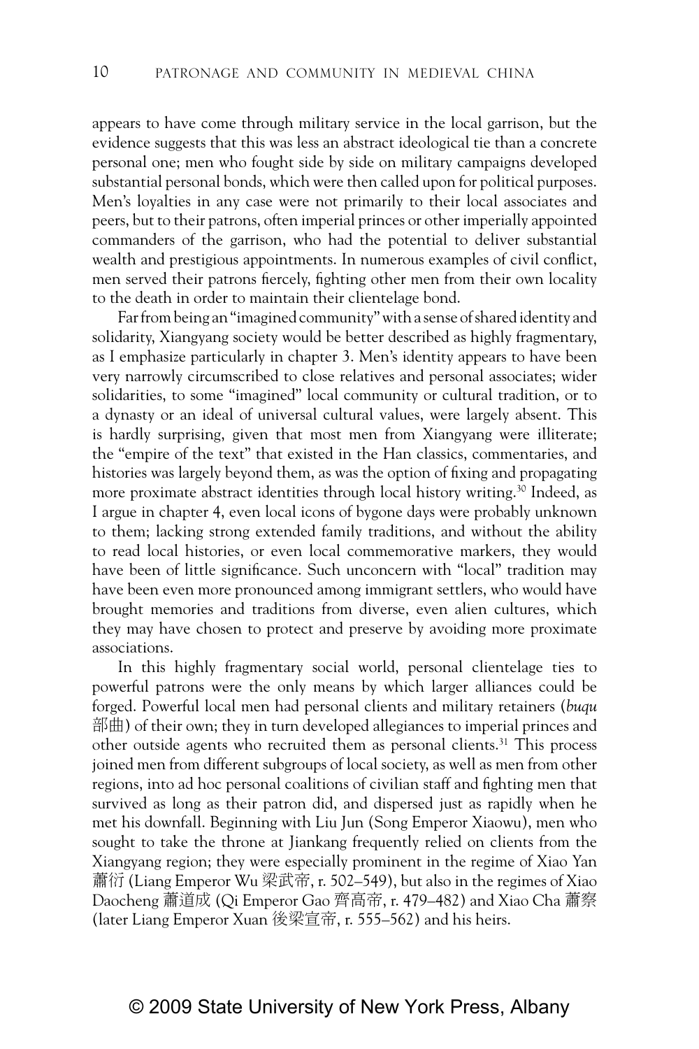appears to have come through military service in the local garrison, but the evidence suggests that this was less an abstract ideological tie than a concrete personal one; men who fought side by side on military campaigns developed substantial personal bonds, which were then called upon for political purposes. Men's loyalties in any case were not primarily to their local associates and peers, but to their patrons, often imperial princes or other imperially appointed commanders of the garrison, who had the potential to deliver substantial wealth and prestigious appointments. In numerous examples of civil conflict, men served their patrons fiercely, fighting other men from their own locality to the death in order to maintain their clientelage bond.

Far from being an "imagined community" with a sense of shared identity and solidarity, Xiangyang society would be better described as highly fragmentary, as I emphasize particularly in chapter 3. Men's identity appears to have been very narrowly circumscribed to close relatives and personal associates; wider solidarities, to some "imagined" local community or cultural tradition, or to a dynasty or an ideal of universal cultural values, were largely absent. This is hardly surprising, given that most men from Xiangyang were illiterate; the "empire of the text" that existed in the Han classics, commentaries, and histories was largely beyond them, as was the option of fixing and propagating more proximate abstract identities through local history writing.[30] Indeed, as I argue in chapter 4, even local icons of bygone days were probably unknown to them; lacking strong extended family traditions, and without the ability to read local histories, or even local commemorative markers, they would have been of little significance. Such unconcern with "local" tradition may have been even more pronounced among immigrant settlers, who would have brought memories and traditions from diverse, even alien cultures, which they may have chosen to protect and preserve by avoiding more proximate associations.

In this highly fragmentary social world, personal clientelage ties to powerful patrons were the only means by which larger alliances could be forged. Powerful local men had personal clients and military retainers (*buqu* 部曲) of their own; they in turn developed allegiances to imperial princes and other outside agents who recruited them as personal clients.[31] This process joined men from different subgroups of local society, as well as men from other regions, into ad hoc personal coalitions of civilian staff and fighting men that survived as long as their patron did, and dispersed just as rapidly when he met his downfall. Beginning with Liu Jun (Song Emperor Xiaowu), men who sought to take the throne at Jiankang frequently relied on clients from the Xiangyang region; they were especially prominent in the regime of Xiao Yan 蕭衍 (Liang Emperor Wu 梁武帝, r. 502–549), but also in the regimes of Xiao Daocheng 蕭道成 (Qi Emperor Gao 齊高帝, r. 479–482) and Xiao Cha 蕭察 (later Liang Emperor Xuan 後梁宣帝, r. 555–562) and his heirs.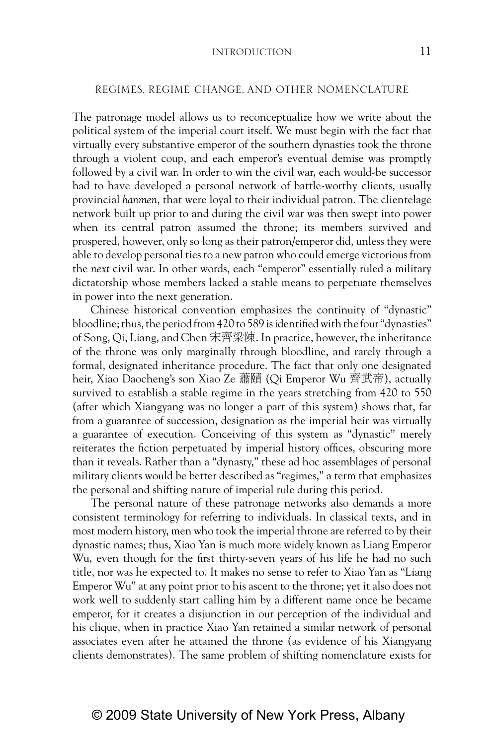## REGIMES, REGIME CHANGE, AND OTHER NOMENCLATURE

The patronage model allows us to reconceptualize how we write about the political system of the imperial court itself. We must begin with the fact that virtually every substantive emperor of the southern dynasties took the throne through a violent coup, and each emperor's eventual demise was promptly followed by a civil war. In order to win the civil war, each would-be successor had to have developed a personal network of battle-worthy clients, usually provincial *hanmen*, that were loyal to their individual patron. The clientelage network built up prior to and during the civil war was then swept into power when its central patron assumed the throne; its members survived and prospered, however, only so long as their patron/emperor did, unless they were able to develop personal ties to a new patron who could emerge victorious from the *next* civil war. In other words, each "emperor" essentially ruled a military dictatorship whose members lacked a stable means to perpetuate themselves in power into the next generation.

Chinese historical convention emphasizes the continuity of "dynastic" bloodline; thus, the period from 420 to 589 is identified with the four "dynasties" of Song, Qi, Liang, and Chen 宋齊梁陳. In practice, however, the inheritance of the throne was only marginally through bloodline, and rarely through a formal, designated inheritance procedure. The fact that only one designated heir, Xiao Daocheng's son Xiao Ze 蕭賾 (Qi Emperor Wu 齊武帝), actually survived to establish a stable regime in the years stretching from 420 to 550 (after which Xiangyang was no longer a part of this system) shows that, far from a guarantee of succession, designation as the imperial heir was virtually a guarantee of execution. Conceiving of this system as "dynastic" merely reiterates the fiction perpetuated by imperial history offices, obscuring more than it reveals. Rather than a "dynasty," these ad hoc assemblages of personal military clients would be better described as "regimes," a term that emphasizes the personal and shifting nature of imperial rule during this period.

The personal nature of these patronage networks also demands a more consistent terminology for referring to individuals. In classical texts, and in most modern history, men who took the imperial throne are referred to by their dynastic names; thus, Xiao Yan is much more widely known as Liang Emperor Wu, even though for the first thirty-seven years of his life he had no such title, nor was he expected to. It makes no sense to refer to Xiao Yan as "Liang Emperor Wu" at any point prior to his ascent to the throne; yet it also does not work well to suddenly start calling him by a different name once he became emperor, for it creates a disjunction in our perception of the individual and his clique, when in practice Xiao Yan retained a similar network of personal associates even after he attained the throne (as evidence of his Xiangyang clients demonstrates). The same problem of shifting nomenclature exists for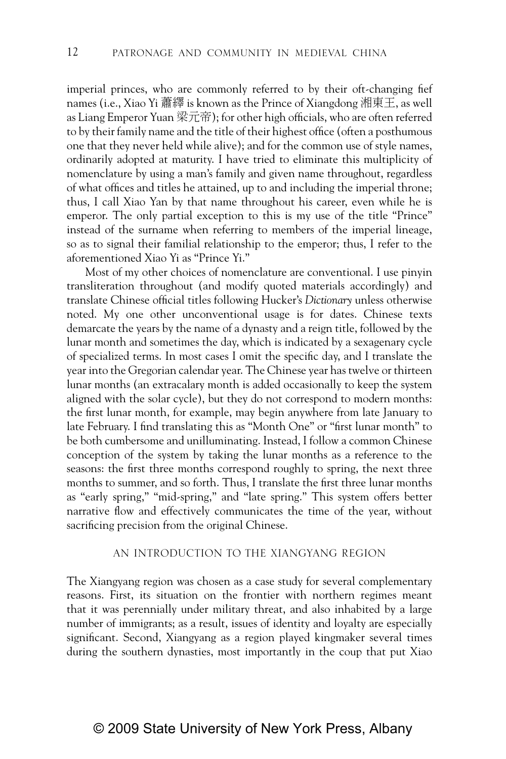imperial princes, who are commonly referred to by their oft-changing fief names (i.e., Xiao Yi 蕭繹 is known as the Prince of Xiangdong 湘東王, as well as Liang Emperor Yuan 梁元帝); for other high officials, who are often referred to by their family name and the title of their highest office (often a posthumous one that they never held while alive); and for the common use of style names, ordinarily adopted at maturity. I have tried to eliminate this multiplicity of nomenclature by using a man's family and given name throughout, regardless of what offices and titles he attained, up to and including the imperial throne; thus, I call Xiao Yan by that name throughout his career, even while he is emperor. The only partial exception to this is my use of the title "Prince" instead of the surname when referring to members of the imperial lineage, so as to signal their familial relationship to the emperor; thus, I refer to the aforementioned Xiao Yi as "Prince Yi."

Most of my other choices of nomenclature are conventional. I use pinyin transliteration throughout (and modify quoted materials accordingly) and translate Chinese official titles following Hucker's *Dictionary* unless otherwise noted. My one other unconventional usage is for dates. Chinese texts demarcate the years by the name of a dynasty and a reign title, followed by the lunar month and sometimes the day, which is indicated by a sexagenary cycle of specialized terms. In most cases I omit the specific day, and I translate the year into the Gregorian calendar year. The Chinese year has twelve or thirteen lunar months (an extracalary month is added occasionally to keep the system aligned with the solar cycle), but they do not correspond to modern months: the first lunar month, for example, may begin anywhere from late January to late February. I find translating this as "Month One" or "first lunar month" to be both cumbersome and unilluminating. Instead, I follow a common Chinese conception of the system by taking the lunar months as a reference to the seasons: the first three months correspond roughly to spring, the next three months to summer, and so forth. Thus, I translate the first three lunar months as "early spring," "mid-spring," and "late spring." This system offers better narrative flow and effectively communicates the time of the year, without sacrificing precision from the original Chinese.

## AN INTRODUCTION TO THE XIANGYANG REGION

The Xiangyang region was chosen as a case study for several complementary reasons. First, its situation on the frontier with northern regimes meant that it was perennially under military threat, and also inhabited by a large number of immigrants; as a result, issues of identity and loyalty are especially significant. Second, Xiangyang as a region played kingmaker several times during the southern dynasties, most importantly in the coup that put Xiao

© 2009 State University of New York Press, Albany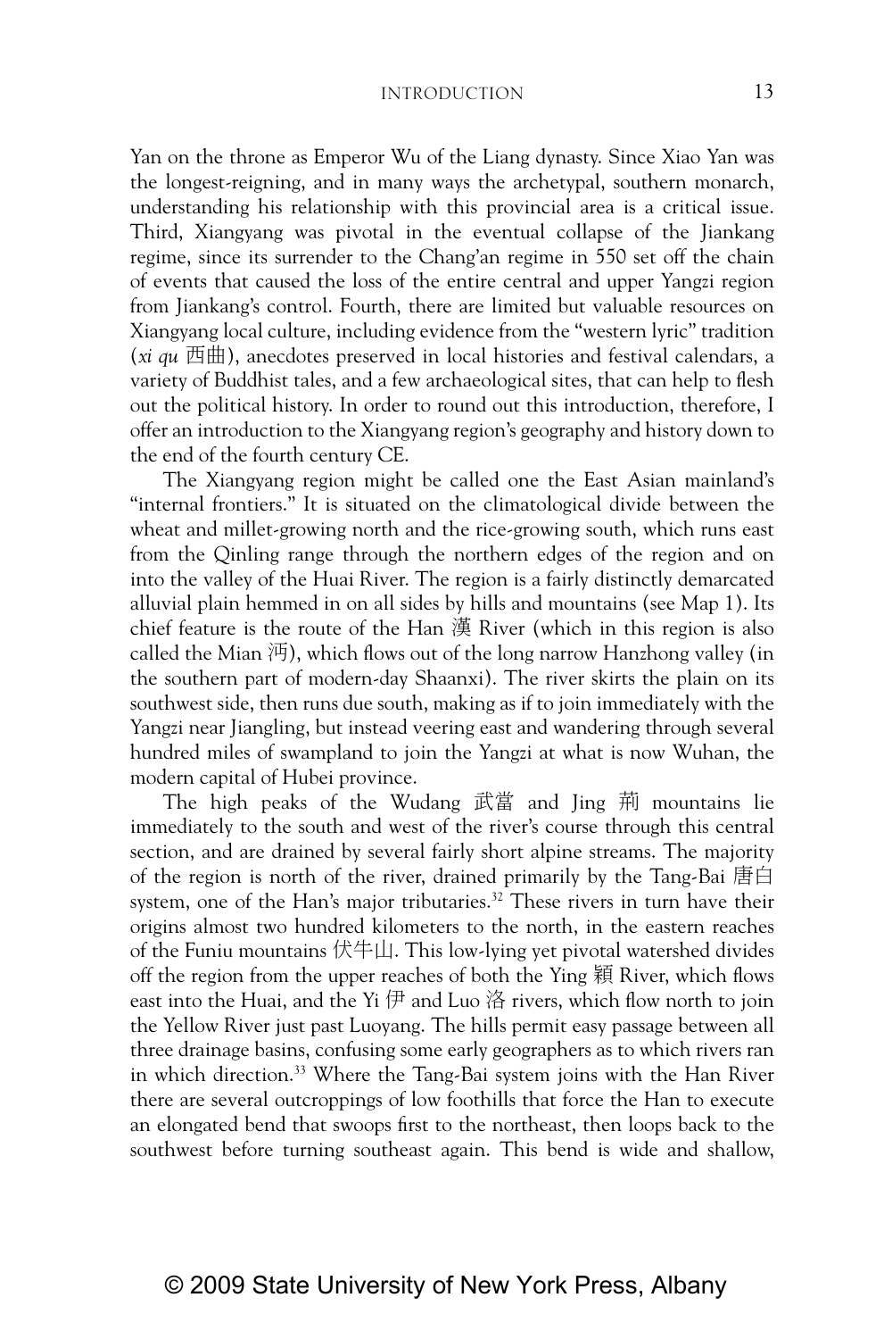Yan on the throne as Emperor Wu of the Liang dynasty. Since Xiao Yan was the longest-reigning, and in many ways the archetypal, southern monarch, understanding his relationship with this provincial area is a critical issue. Third, Xiangyang was pivotal in the eventual collapse of the Jiankang regime, since its surrender to the Chang'an regime in 550 set off the chain of events that caused the loss of the entire central and upper Yangzi region from Jiankang's control. Fourth, there are limited but valuable resources on Xiangyang local culture, including evidence from the "western lyric" tradition (*xi qu* 西曲), anecdotes preserved in local histories and festival calendars, a variety of Buddhist tales, and a few archaeological sites, that can help to flesh out the political history. In order to round out this introduction, therefore, I offer an introduction to the Xiangyang region's geography and history down to the end of the fourth century CE.

The Xiangyang region might be called one the East Asian mainland's "internal frontiers." It is situated on the climatological divide between the wheat and millet-growing north and the rice-growing south, which runs east from the Qinling range through the northern edges of the region and on into the valley of the Huai River. The region is a fairly distinctly demarcated alluvial plain hemmed in on all sides by hills and mountains (see Map 1). Its chief feature is the route of the Han 漢 River (which in this region is also called the Mian 沔), which flows out of the long narrow Hanzhong valley (in the southern part of modern-day Shaanxi). The river skirts the plain on its southwest side, then runs due south, making as if to join immediately with the Yangzi near Jiangling, but instead veering east and wandering through several hundred miles of swampland to join the Yangzi at what is now Wuhan, the modern capital of Hubei province.

The high peaks of the Wudang 武當 and Jing 荊 mountains lie immediately to the south and west of the river's course through this central section, and are drained by several fairly short alpine streams. The majority of the region is north of the river, drained primarily by the Tang-Bai 唐白 system, one of the Han's major tributaries.[32] These rivers in turn have their origins almost two hundred kilometers to the north, in the eastern reaches of the Funiu mountains 伏牛山. This low-lying yet pivotal watershed divides off the region from the upper reaches of both the Ying 穎 River, which flows east into the Huai, and the Yi 伊 and Luo 洛 rivers, which flow north to join the Yellow River just past Luoyang. The hills permit easy passage between all three drainage basins, confusing some early geographers as to which rivers ran in which direction.[33] Where the Tang-Bai system joins with the Han River there are several outcroppings of low foothills that force the Han to execute an elongated bend that swoops first to the northeast, then loops back to the southwest before turning southeast again. This bend is wide and shallow,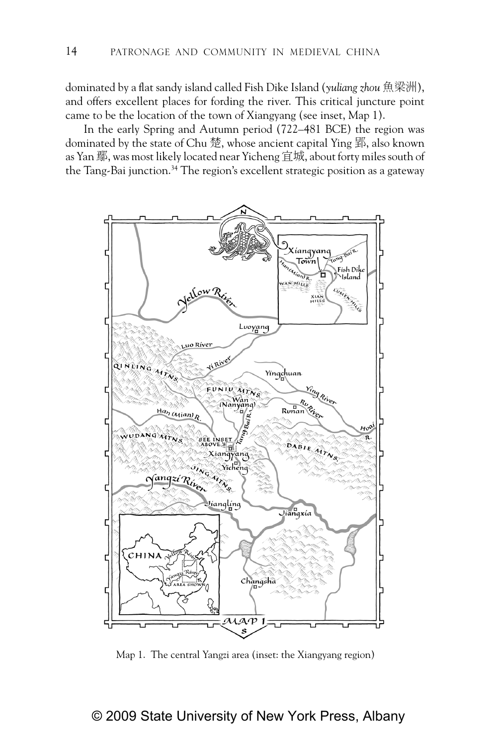dominated by a flat sandy island called Fish Dike Island (*yuliang zhou* 魚梁洲), and offers excellent places for fording the river. This critical juncture point came to be the location of the town of Xiangyang (see inset, Map 1).

In the early Spring and Autumn period (722–481 BCE) the region was dominated by the state of Chu 楚, whose ancient capital Ying 郢, also known as Yan 鄢, was most likely located near Yicheng 宜城, about forty miles south of the Tang-Bai junction.[34] The region's excellent strategic position as a gateway

Map 1. The central Yangzi area (inset: the Xiangyang region)

© 2009 State University of New York Press, Albany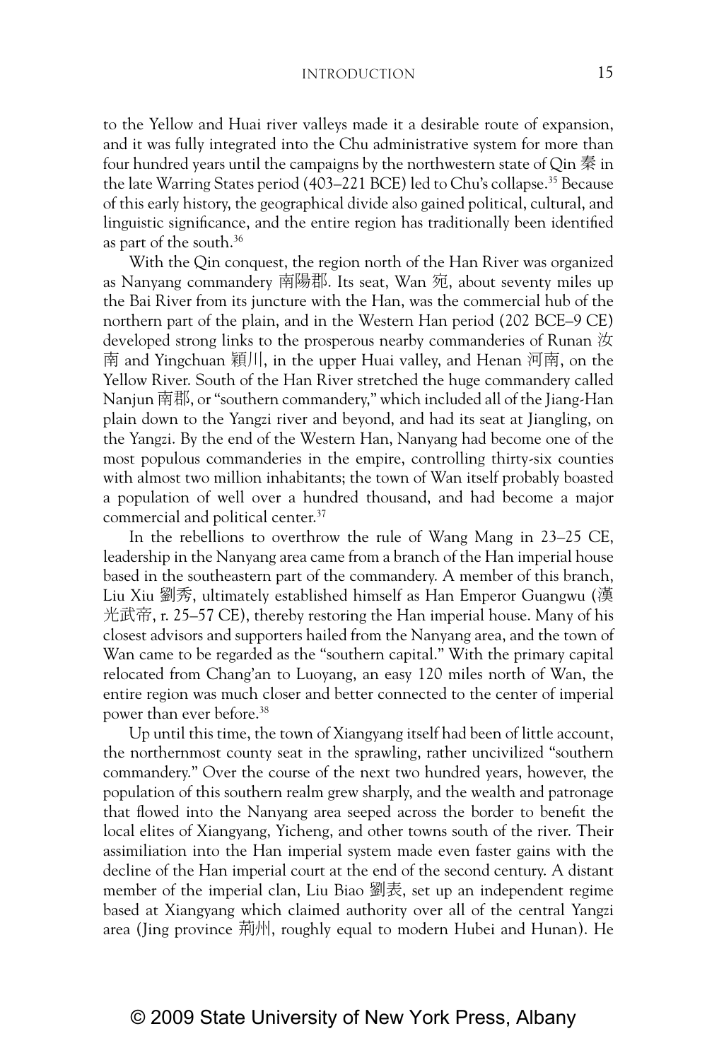to the Yellow and Huai river valleys made it a desirable route of expansion, and it was fully integrated into the Chu administrative system for more than four hundred years until the campaigns by the northwestern state of Qin 秦 in the late Warring States period (403–221 BCE) led to Chu's collapse.[35] Because of this early history, the geographical divide also gained political, cultural, and linguistic significance, and the entire region has traditionally been identified as part of the south.[36]

With the Qin conquest, the region north of the Han River was organized as Nanyang commandery 南陽郡. Its seat, Wan 宛, about seventy miles up the Bai River from its juncture with the Han, was the commercial hub of the northern part of the plain, and in the Western Han period (202 BCE–9 CE) developed strong links to the prosperous nearby commanderies of Runan 汝南 and Yingchuan 穎川, in the upper Huai valley, and Henan 河南, on the Yellow River. South of the Han River stretched the huge commandery called Nanjun 南郡, or "southern commandery," which included all of the Jiang-Han plain down to the Yangzi river and beyond, and had its seat at Jiangling, on the Yangzi. By the end of the Western Han, Nanyang had become one of the most populous commanderies in the empire, controlling thirty-six counties with almost two million inhabitants; the town of Wan itself probably boasted a population of well over a hundred thousand, and had become a major commercial and political center.[37]

In the rebellions to overthrow the rule of Wang Mang in 23–25 CE, leadership in the Nanyang area came from a branch of the Han imperial house based in the southeastern part of the commandery. A member of this branch, Liu Xiu 劉秀, ultimately established himself as Han Emperor Guangwu (漢光武帝, r. 25–57 CE), thereby restoring the Han imperial house. Many of his closest advisors and supporters hailed from the Nanyang area, and the town of Wan came to be regarded as the "southern capital." With the primary capital relocated from Chang'an to Luoyang, an easy 120 miles north of Wan, the entire region was much closer and better connected to the center of imperial power than ever before.[38]

Up until this time, the town of Xiangyang itself had been of little account, the northernmost county seat in the sprawling, rather uncivilized "southern commandery." Over the course of the next two hundred years, however, the population of this southern realm grew sharply, and the wealth and patronage that flowed into the Nanyang area seeped across the border to benefit the local elites of Xiangyang, Yicheng, and other towns south of the river. Their assimiliation into the Han imperial system made even faster gains with the decline of the Han imperial court at the end of the second century. A distant member of the imperial clan, Liu Biao 劉表, set up an independent regime based at Xiangyang which claimed authority over all of the central Yangzi area (Jing province 荊州, roughly equal to modern Hubei and Hunan). He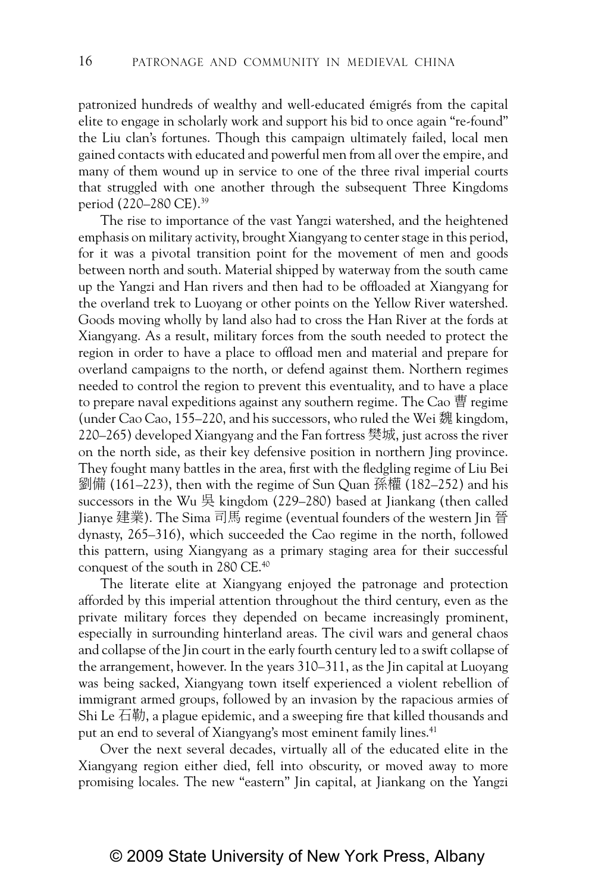patronized hundreds of wealthy and well-educated émigrés from the capital elite to engage in scholarly work and support his bid to once again "re-found" the Liu clan's fortunes. Though this campaign ultimately failed, local men gained contacts with educated and powerful men from all over the empire, and many of them wound up in service to one of the three rival imperial courts that struggled with one another through the subsequent Three Kingdoms period (220–280 CE).[39]

The rise to importance of the vast Yangzi watershed, and the heightened emphasis on military activity, brought Xiangyang to center stage in this period, for it was a pivotal transition point for the movement of men and goods between north and south. Material shipped by waterway from the south came up the Yangzi and Han rivers and then had to be offloaded at Xiangyang for the overland trek to Luoyang or other points on the Yellow River watershed. Goods moving wholly by land also had to cross the Han River at the fords at Xiangyang. As a result, military forces from the south needed to protect the region in order to have a place to offload men and material and prepare for overland campaigns to the north, or defend against them. Northern regimes needed to control the region to prevent this eventuality, and to have a place to prepare naval expeditions against any southern regime. The Cao 曹 regime (under Cao Cao, 155–220, and his successors, who ruled the Wei 魏 kingdom, 220–265) developed Xiangyang and the Fan fortress 樊城, just across the river on the north side, as their key defensive position in northern Jing province. They fought many battles in the area, first with the fledgling regime of Liu Bei 劉備 (161–223), then with the regime of Sun Quan 孫權 (182–252) and his successors in the Wu 吳 kingdom (229–280) based at Jiankang (then called Jianye 建業). The Sima 司馬 regime (eventual founders of the western Jin 晉 dynasty, 265–316), which succeeded the Cao regime in the north, followed this pattern, using Xiangyang as a primary staging area for their successful conquest of the south in 280 CE.[40]

The literate elite at Xiangyang enjoyed the patronage and protection afforded by this imperial attention throughout the third century, even as the private military forces they depended on became increasingly prominent, especially in surrounding hinterland areas. The civil wars and general chaos and collapse of the Jin court in the early fourth century led to a swift collapse of the arrangement, however. In the years 310–311, as the Jin capital at Luoyang was being sacked, Xiangyang town itself experienced a violent rebellion of immigrant armed groups, followed by an invasion by the rapacious armies of Shi Le 石勒, a plague epidemic, and a sweeping fire that killed thousands and put an end to several of Xiangyang's most eminent family lines.[41]

Over the next several decades, virtually all of the educated elite in the Xiangyang region either died, fell into obscurity, or moved away to more promising locales. The new "eastern" Jin capital, at Jiankang on the Yangzi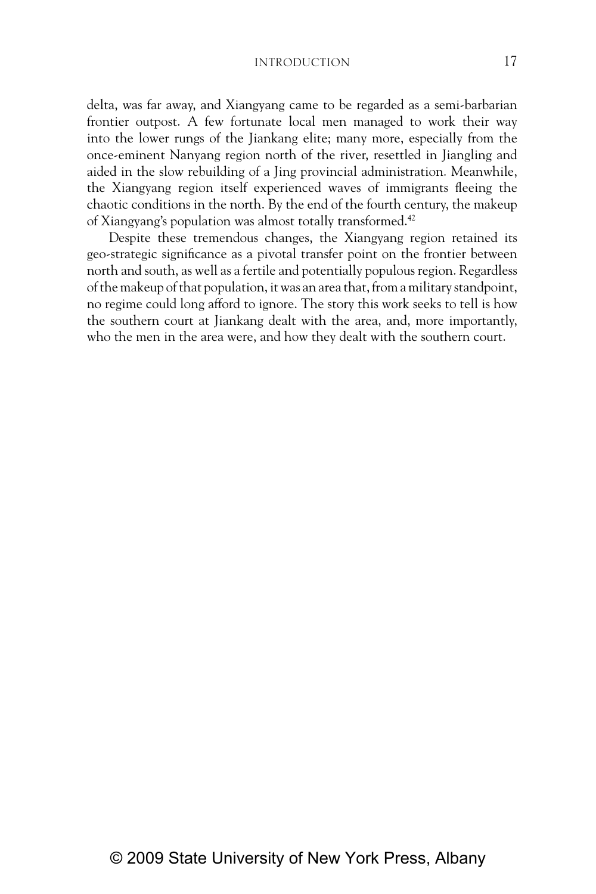delta, was far away, and Xiangyang came to be regarded as a semi-barbarian frontier outpost. A few fortunate local men managed to work their way into the lower rungs of the Jiankang elite; many more, especially from the once-eminent Nanyang region north of the river, resettled in Jiangling and aided in the slow rebuilding of a Jing provincial administration. Meanwhile, the Xiangyang region itself experienced waves of immigrants fleeing the chaotic conditions in the north. By the end of the fourth century, the makeup of Xiangyang's population was almost totally transformed.[42]

Despite these tremendous changes, the Xiangyang region retained its geo-strategic significance as a pivotal transfer point on the frontier between north and south, as well as a fertile and potentially populous region. Regardless of the makeup of that population, it was an area that, from a military standpoint, no regime could long afford to ignore. The story this work seeks to tell is how the southern court at Jiankang dealt with the area, and, more importantly, who the men in the area were, and how they dealt with the southern court.

© 2009 State University of New York Press, Albany